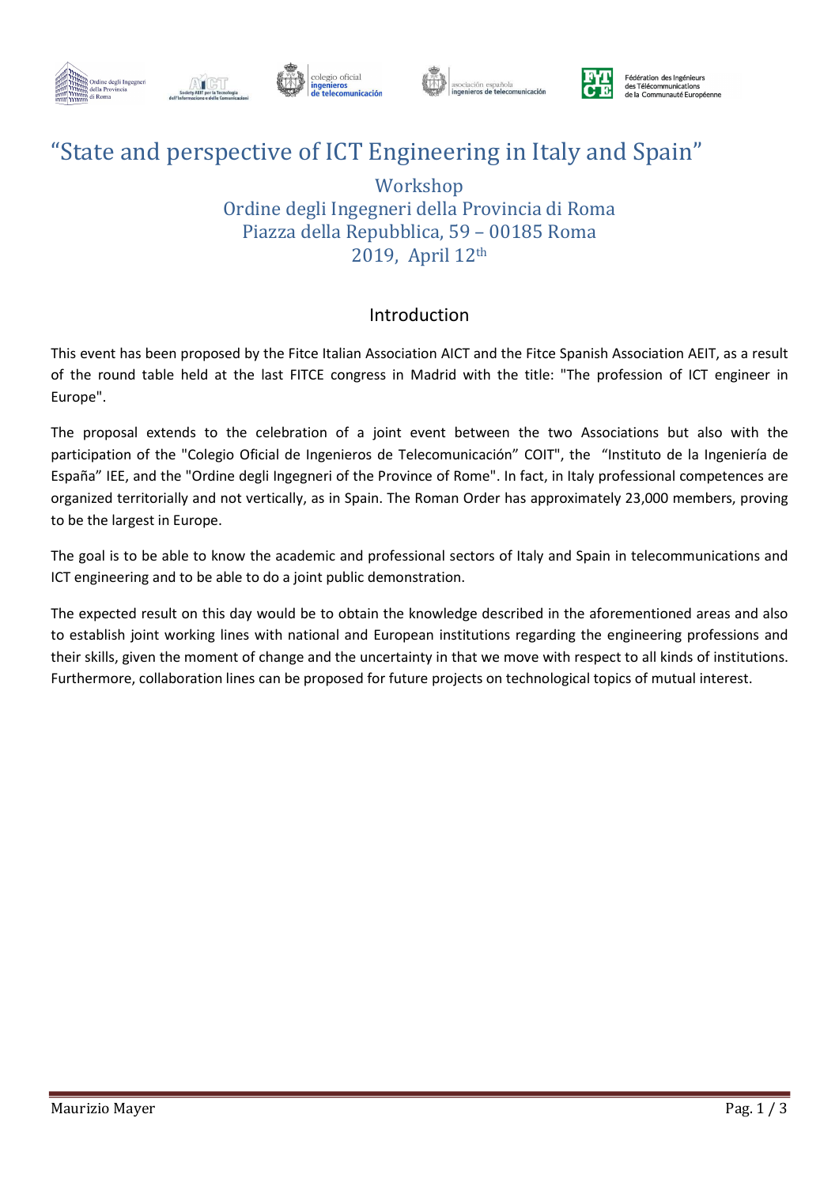# "State and perspective of ICT Engineering in Italy and Spain"

Workshop
Ordine degli Ingegneri della Provincia di Roma
Piazza della Repubblica, 59 – 00185 Roma
2019, April 12th

## Introduction

This event has been proposed by the Fitce Italian Association AICT and the Fitce Spanish Association AEIT, as a result of the round table held at the last FITCE congress in Madrid with the title: "The profession of ICT engineer in Europe".

The proposal extends to the celebration of a joint event between the two Associations but also with the participation of the "Colegio Oficial de Ingenieros de Telecomunicación" COIT", the "Instituto de la Ingeniería de España" IEE, and the "Ordine degli Ingegneri of the Province of Rome". In fact, in Italy professional competences are organized territorially and not vertically, as in Spain. The Roman Order has approximately 23,000 members, proving to be the largest in Europe.

The goal is to be able to know the academic and professional sectors of Italy and Spain in telecommunications and ICT engineering and to be able to do a joint public demonstration.

The expected result on this day would be to obtain the knowledge described in the aforementioned areas and also to establish joint working lines with national and European institutions regarding the engineering professions and their skills, given the moment of change and the uncertainty in that we move with respect to all kinds of institutions. Furthermore, collaboration lines can be proposed for future projects on technological topics of mutual interest.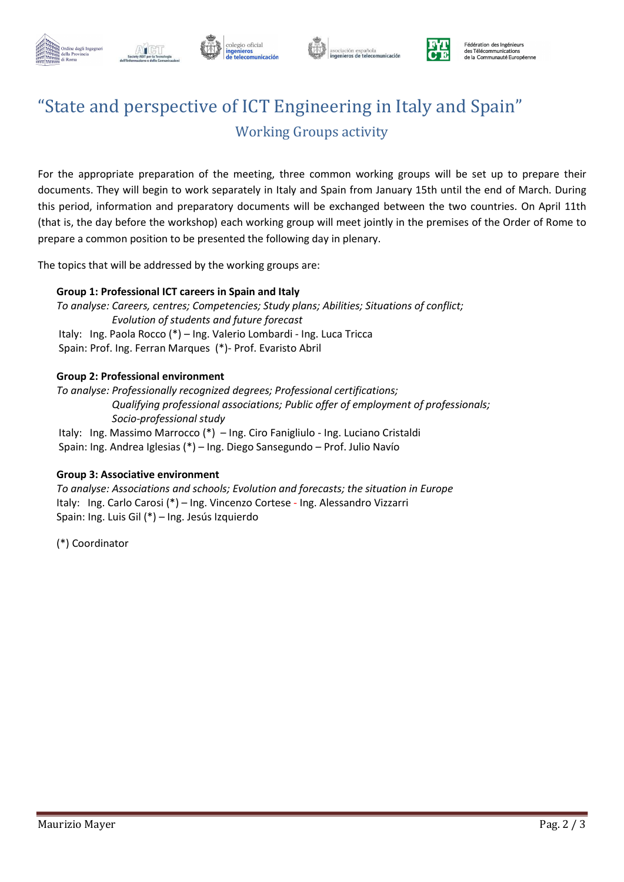# “State and perspective of ICT Engineering in Italy and Spain”

## Working Groups activity

For the appropriate preparation of the meeting, three common working groups will be set up to prepare their documents. They will begin to work separately in Italy and Spain from January 15th until the end of March. During this period, information and preparatory documents will be exchanged between the two countries. On April 11th (that is, the day before the workshop) each working group will meet jointly in the premises of the Order of Rome to prepare a common position to be presented the following day in plenary.

The topics that will be addressed by the working groups are:

**Group 1: Professional ICT careers in Spain and Italy**

*To analyse: Careers, centres; Competencies; Study plans; Abilities; Situations of conflict; Evolution of students and future forecast*

Italy: Ing. Paola Rocco (*) – Ing. Valerio Lombardi - Ing. Luca Tricca

Spain: Prof. Ing. Ferran Marques (*)- Prof. Evaristo Abril

**Group 2: Professional environment**

*To analyse: Professionally recognized degrees; Professional certifications; Qualifying professional associations; Public offer of employment of professionals; Socio-professional study*

Italy: Ing. Massimo Marrocco (*) – Ing. Ciro Fanigliulo - Ing. Luciano Cristaldi

Spain: Ing. Andrea Iglesias (*) – Ing. Diego Sansegundo – Prof. Julio Navío

**Group 3: Associative environment**

*To analyse: Associations and schools; Evolution and forecasts; the situation in Europe*

Italy: Ing. Carlo Carosi (*) – Ing. Vincenzo Cortese - Ing. Alessandro Vizzarri

Spain: Ing. Luis Gil (*) – Ing. Jesús Izquierdo

(*) Coordinator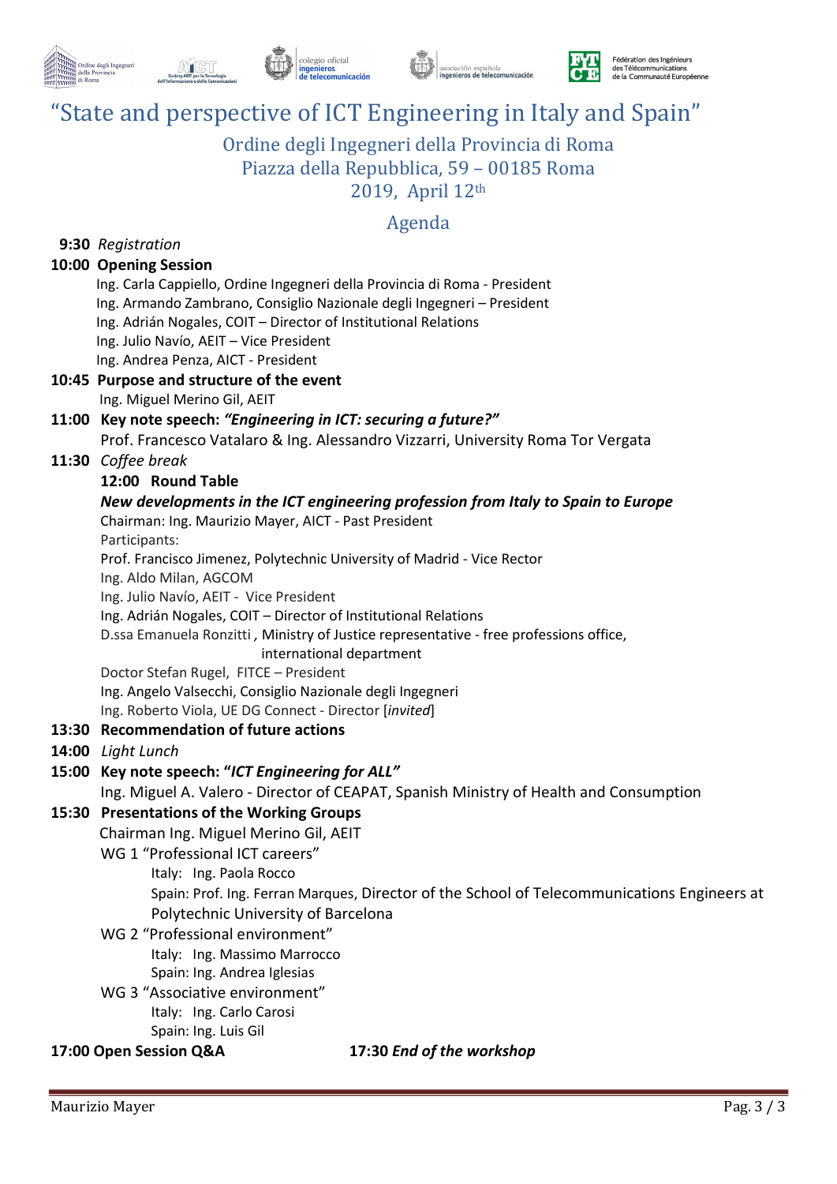# "State and perspective of ICT Engineering in Italy and Spain"

## Ordine degli Ingegneri della Provincia di Roma
## Piazza della Repubblica, 59 – 00185 Roma
## 2019, April 12th

## Agenda

**9:30** *Registration*

**10:00 Opening Session**

Ing. Carla Cappiello, Ordine Ingegneri della Provincia di Roma - President
Ing. Armando Zambrano, Consiglio Nazionale degli Ingegneri – President
Ing. Adrián Nogales, COIT – Director of Institutional Relations
Ing. Julio Navío, AEIT – Vice President
Ing. Andrea Penza, AICT - President

**10:45 Purpose and structure of the event**

Ing. Miguel Merino Gil, AEIT

**11:00 Key note speech:** ***"Engineering in ICT: securing a future?"***

Prof. Francesco Vatalaro & Ing. Alessandro Vizzarri, University Roma Tor Vergata

**11:30** *Coffee break*

**12:00 Round Table**

***New developments in the ICT engineering profession from Italy to Spain to Europe***

Chairman: Ing. Maurizio Mayer, AICT - Past President
Participants:
Prof. Francisco Jimenez, Polytechnic University of Madrid - Vice Rector
Ing. Aldo Milan, AGCOM
Ing. Julio Navío, AEIT - Vice President
Ing. Adrián Nogales, COIT – Director of Institutional Relations
D.ssa Emanuela Ronzitti, Ministry of Justice representative - free professions office, international department
Doctor Stefan Rugel, FITCE – President
Ing. Angelo Valsecchi, Consiglio Nazionale degli Ingegneri
Ing. Roberto Viola, UE DG Connect - Director [*invited*]

**13:30 Recommendation of future actions**

**14:00** *Light Lunch*

**15:00 Key note speech: "*ICT Engineering for ALL*"**

Ing. Miguel A. Valero - Director of CEAPAT, Spanish Ministry of Health and Consumption

**15:30 Presentations of the Working Groups**

Chairman Ing. Miguel Merino Gil, AEIT

WG 1 "Professional ICT careers"
- Italy: Ing. Paola Rocco
- Spain: Prof. Ing. Ferran Marques, Director of the School of Telecommunications Engineers at Polytechnic University of Barcelona

WG 2 "Professional environment"
- Italy: Ing. Massimo Marrocco
- Spain: Ing. Andrea Iglesias

WG 3 "Associative environment"
- Italy: Ing. Carlo Carosi
- Spain: Ing. Luis Gil

**17:00 Open Session Q&A**

**17:30** ***End of the workshop***